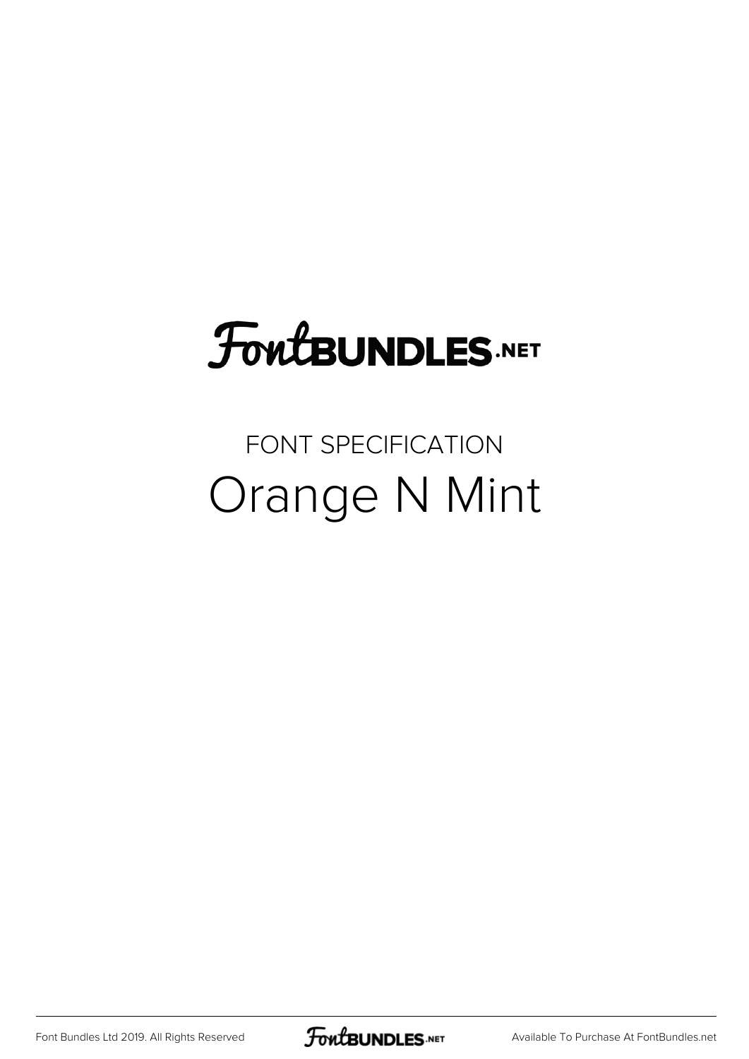FontBUNDLES.NET

FONT SPECIFICATION

# Orange N Mint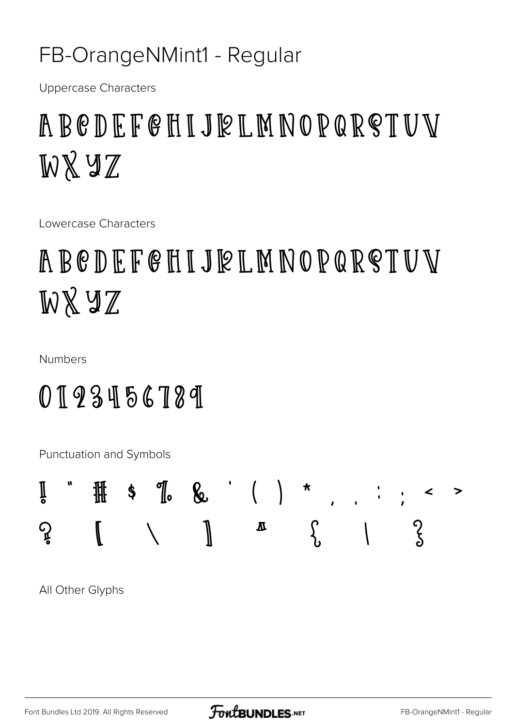# FB-OrangeNMint1 - Regular

Uppercase Characters

A B C D E F G H I J K L M N O P Q R S T U V W X Y Z

Lowercase Characters

A B C D E F G H I J K L M N O P Q R S T U V W X Y Z

Numbers

0 1 2 3 4 5 6 7 8 9

Punctuation and Symbols

! " # $ % & ' ( ) * , . : ; < >
? [ \ ] ^ { | }

All Other Glyphs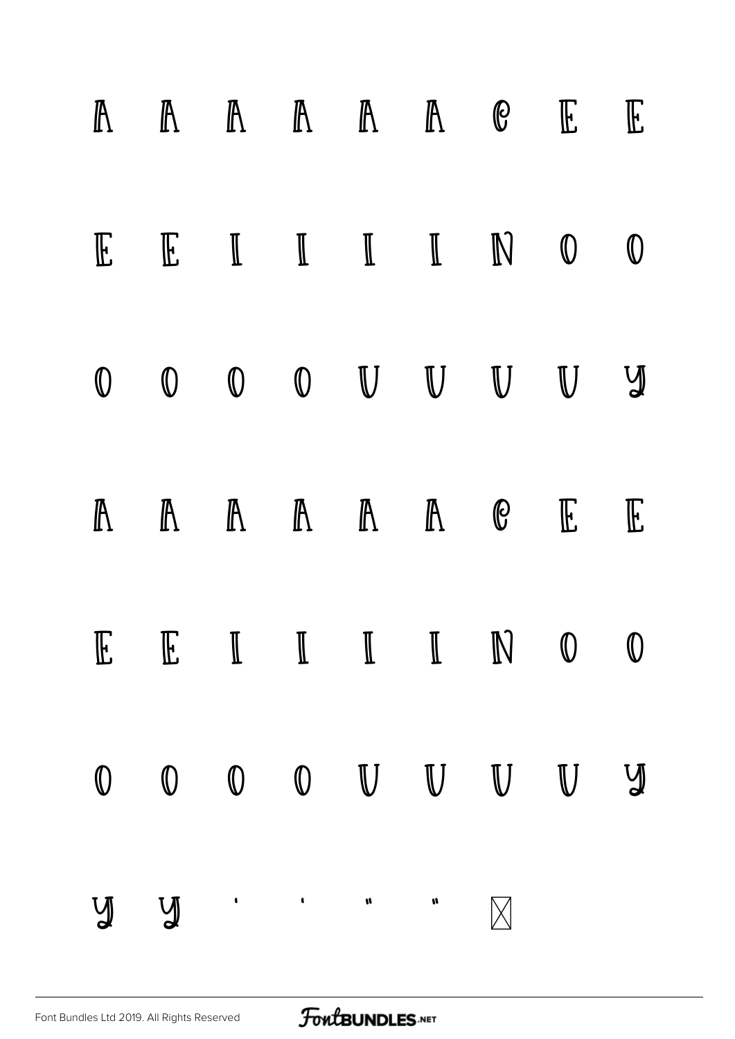A A A A A A C E E

E E I I I I N O O

O O O O U U U U Y

A A A A A A C E E

E E I I I I N O O

O O O O U U U U Y

Y Y ' ' " " ⊠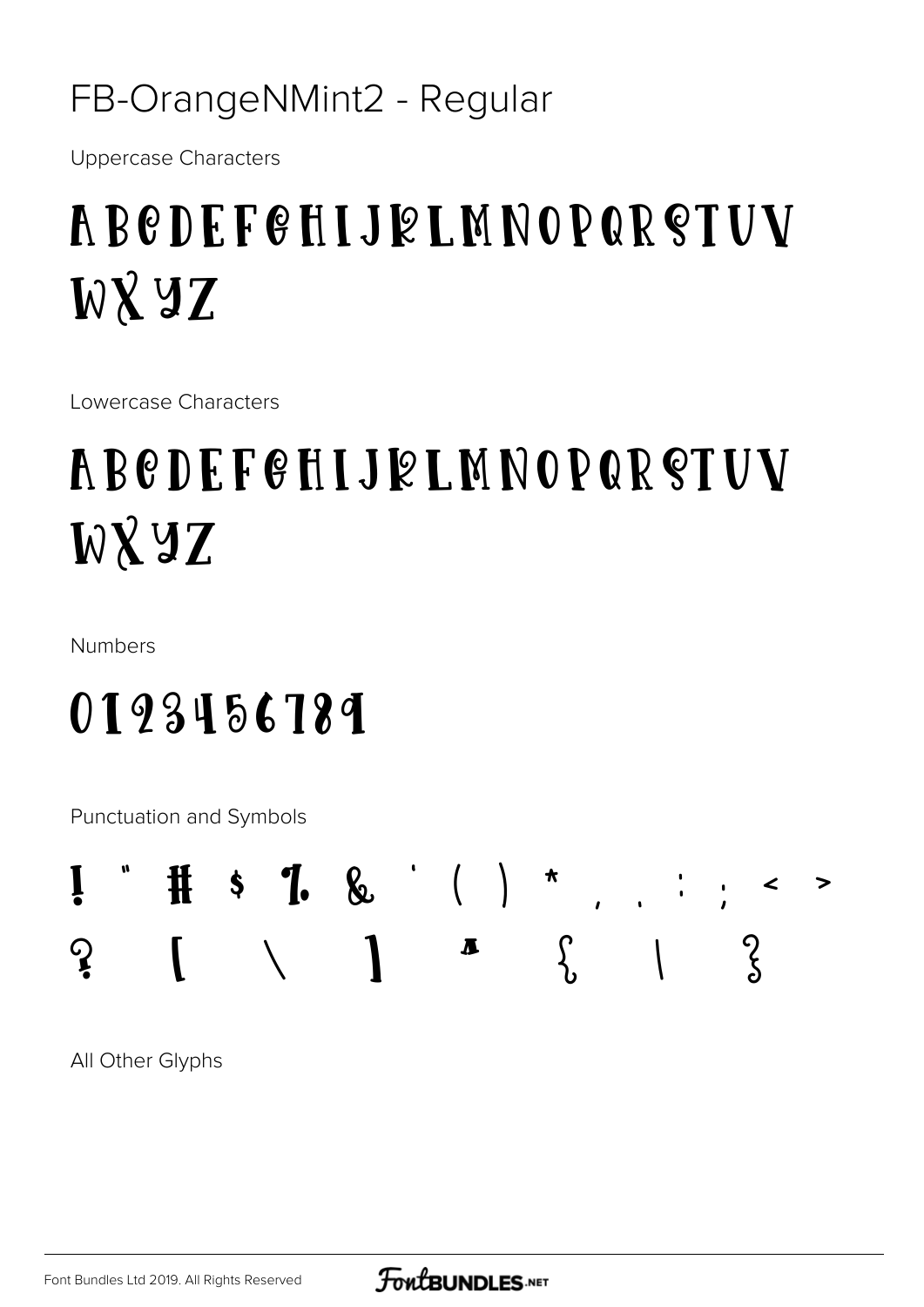# FB-OrangeNMint2 - Regular

Uppercase Characters

ABCDEFGHIJKLMNOPQRSTUV
WXYZ

Lowercase Characters

ABCDEFGHIJKLMNOPQRSTUV
WXYZ

Numbers

0123456789

Punctuation and Symbols

! " # $ % & ' ( ) * , . : ; < >
? [ \ ] ^ { | }

All Other Glyphs

Font Bundles Ltd 2019. All Rights Reserved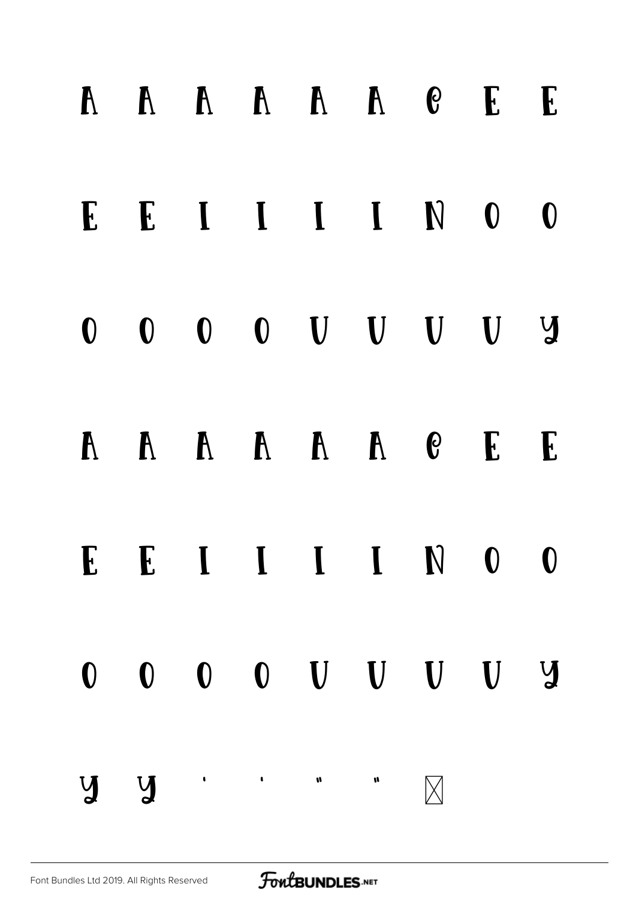A A A A A A C E E

E E I I I I N O O

O O O O U U U U Y

A A A A A A C E E

E E I I I I N O O

O O O O U U U U Y

Y Y ' ' " " ⊠